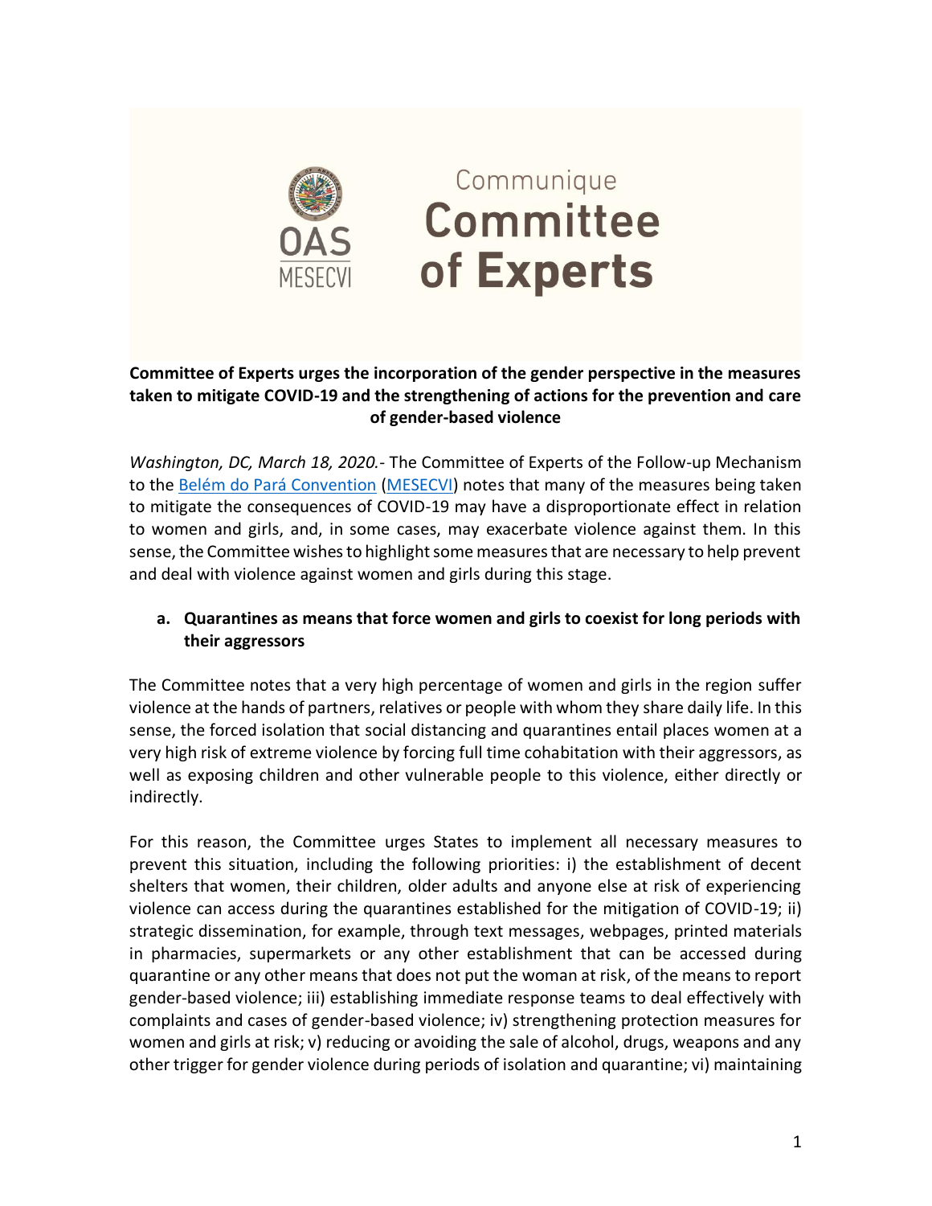Communique
# Committee of Experts

OAS MESECVI

**Committee of Experts urges the incorporation of the gender perspective in the measures taken to mitigate COVID-19 and the strengthening of actions for the prevention and care of gender-based violence**

*Washington, DC, March 18, 2020.-* The Committee of Experts of the Follow-up Mechanism to the Belém do Pará Convention (MESECVI) notes that many of the measures being taken to mitigate the consequences of COVID-19 may have a disproportionate effect in relation to women and girls, and, in some cases, may exacerbate violence against them. In this sense, the Committee wishes to highlight some measures that are necessary to help prevent and deal with violence against women and girls during this stage.

**a. Quarantines as means that force women and girls to coexist for long periods with their aggressors**

The Committee notes that a very high percentage of women and girls in the region suffer violence at the hands of partners, relatives or people with whom they share daily life. In this sense, the forced isolation that social distancing and quarantines entail places women at a very high risk of extreme violence by forcing full time cohabitation with their aggressors, as well as exposing children and other vulnerable people to this violence, either directly or indirectly.

For this reason, the Committee urges States to implement all necessary measures to prevent this situation, including the following priorities: i) the establishment of decent shelters that women, their children, older adults and anyone else at risk of experiencing violence can access during the quarantines established for the mitigation of COVID-19; ii) strategic dissemination, for example, through text messages, webpages, printed materials in pharmacies, supermarkets or any other establishment that can be accessed during quarantine or any other means that does not put the woman at risk, of the means to report gender-based violence; iii) establishing immediate response teams to deal effectively with complaints and cases of gender-based violence; iv) strengthening protection measures for women and girls at risk; v) reducing or avoiding the sale of alcohol, drugs, weapons and any other trigger for gender violence during periods of isolation and quarantine; vi) maintaining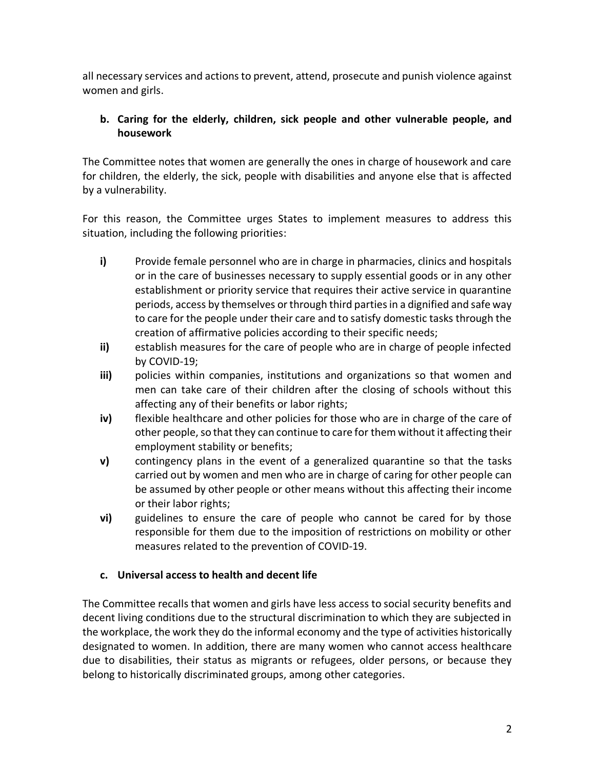all necessary services and actions to prevent, attend, prosecute and punish violence against women and girls.

**b. Caring for the elderly, children, sick people and other vulnerable people, and housework**

The Committee notes that women are generally the ones in charge of housework and care for children, the elderly, the sick, people with disabilities and anyone else that is affected by a vulnerability.

For this reason, the Committee urges States to implement measures to address this situation, including the following priorities:

- **i)** Provide female personnel who are in charge in pharmacies, clinics and hospitals or in the care of businesses necessary to supply essential goods or in any other establishment or priority service that requires their active service in quarantine periods, access by themselves or through third parties in a dignified and safe way to care for the people under their care and to satisfy domestic tasks through the creation of affirmative policies according to their specific needs;
- **ii)** establish measures for the care of people who are in charge of people infected by COVID-19;
- **iii)** policies within companies, institutions and organizations so that women and men can take care of their children after the closing of schools without this affecting any of their benefits or labor rights;
- **iv)** flexible healthcare and other policies for those who are in charge of the care of other people, so that they can continue to care for them without it affecting their employment stability or benefits;
- **v)** contingency plans in the event of a generalized quarantine so that the tasks carried out by women and men who are in charge of caring for other people can be assumed by other people or other means without this affecting their income or their labor rights;
- **vi)** guidelines to ensure the care of people who cannot be cared for by those responsible for them due to the imposition of restrictions on mobility or other measures related to the prevention of COVID-19.

**c. Universal access to health and decent life**

The Committee recalls that women and girls have less access to social security benefits and decent living conditions due to the structural discrimination to which they are subjected in the workplace, the work they do the informal economy and the type of activities historically designated to women. In addition, there are many women who cannot access healthcare due to disabilities, their status as migrants or refugees, older persons, or because they belong to historically discriminated groups, among other categories.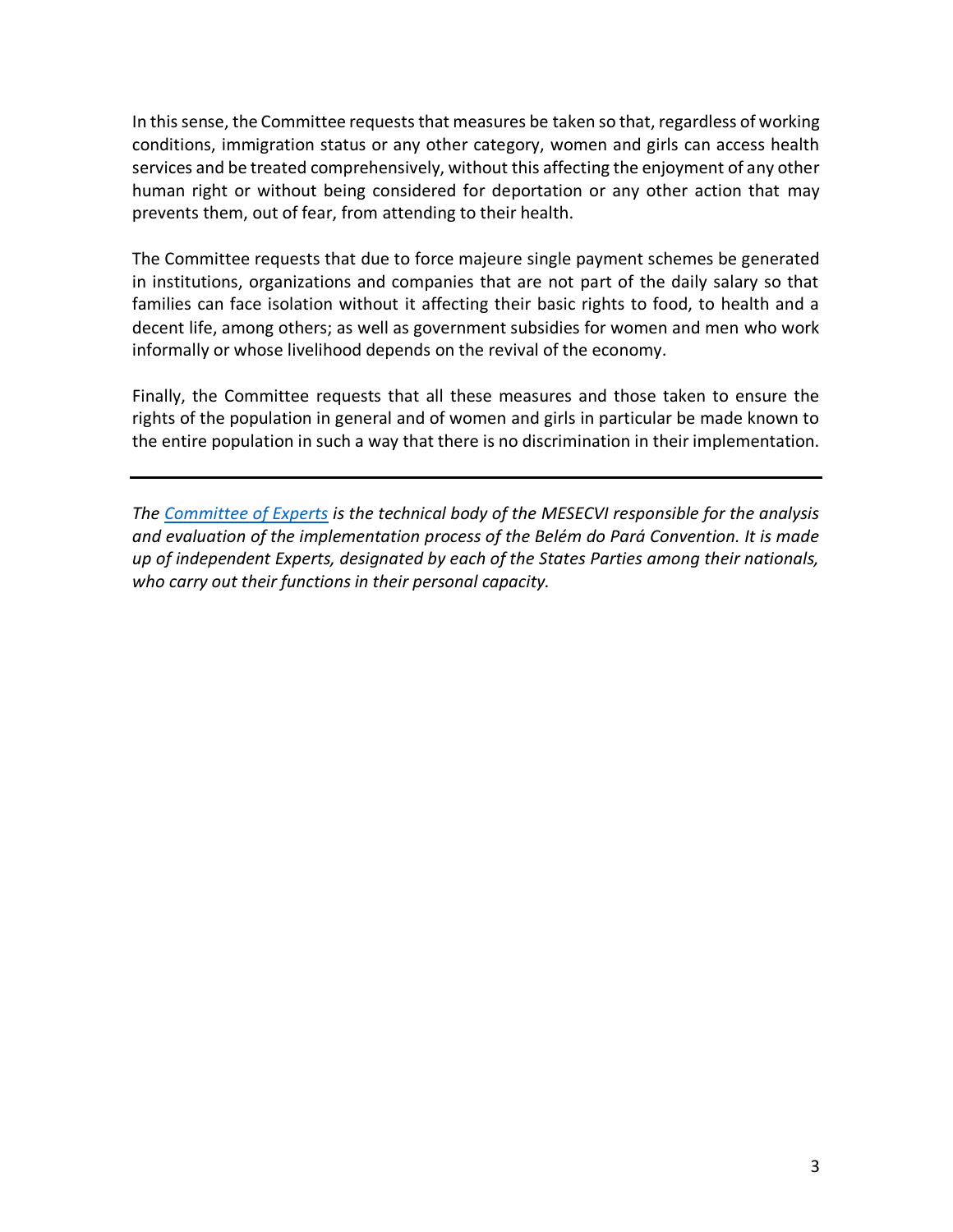In this sense, the Committee requests that measures be taken so that, regardless of working conditions, immigration status or any other category, women and girls can access health services and be treated comprehensively, without this affecting the enjoyment of any other human right or without being considered for deportation or any other action that may prevents them, out of fear, from attending to their health.

The Committee requests that due to force majeure single payment schemes be generated in institutions, organizations and companies that are not part of the daily salary so that families can face isolation without it affecting their basic rights to food, to health and a decent life, among others; as well as government subsidies for women and men who work informally or whose livelihood depends on the revival of the economy.

Finally, the Committee requests that all these measures and those taken to ensure the rights of the population in general and of women and girls in particular be made known to the entire population in such a way that there is no discrimination in their implementation.

---

*The Committee of Experts is the technical body of the MESECVI responsible for the analysis and evaluation of the implementation process of the Belém do Pará Convention. It is made up of independent Experts, designated by each of the States Parties among their nationals, who carry out their functions in their personal capacity.*